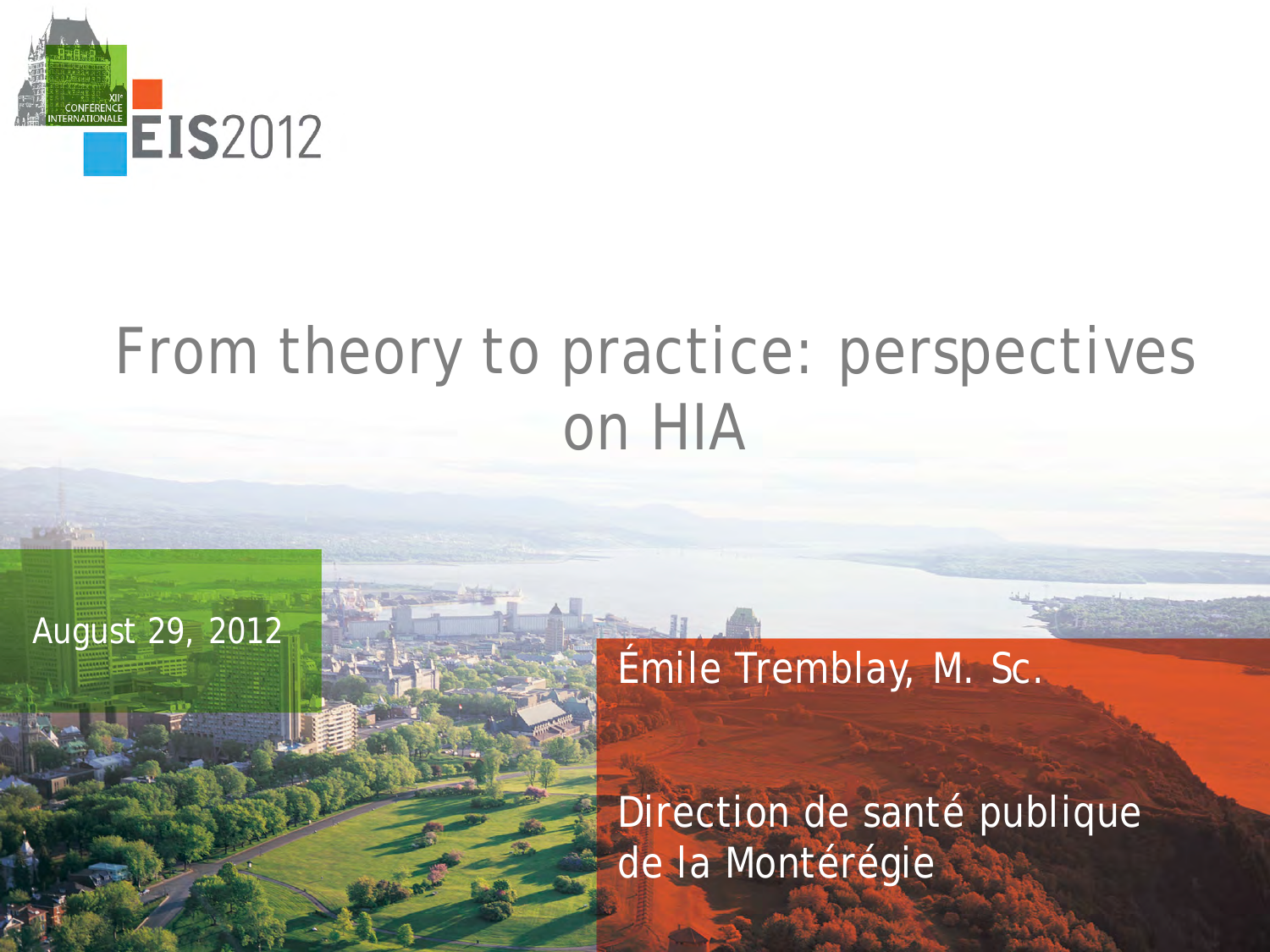EIS2012

XIe CONFÉRENCE INTERNATIONALE

# From theory to practice: perspectives on HIA

August 29, 2012

Émile Tremblay, M. Sc.

Direction de santé publique de la Montérégie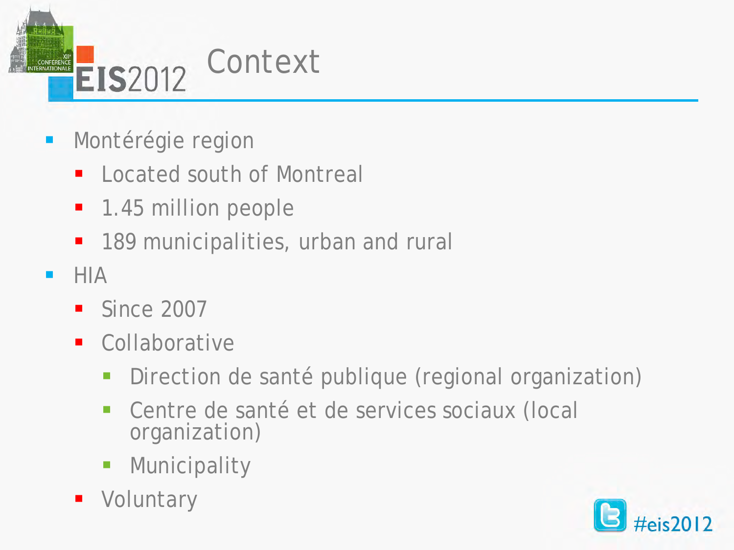# Context

- Montérégie region
  - Located south of Montreal
  - 1.45 million people
  - 189 municipalities, urban and rural
- HIA
  - Since 2007
  - Collaborative
    - Direction de santé publique (regional organization)
    - Centre de santé et de services sociaux (local organization)
    - Municipality
  - Voluntary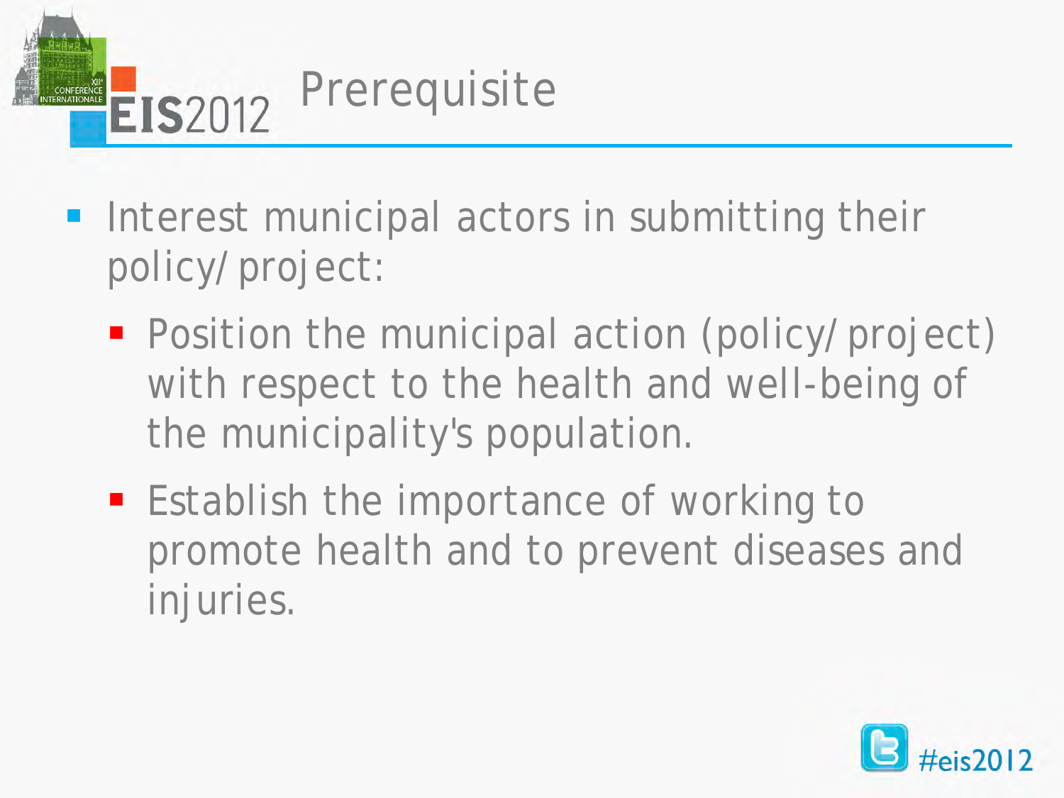# Prerequisite

- Interest municipal actors in submitting their policy/project:
  - Position the municipal action (policy/project) with respect to the health and well-being of the municipality's population.
  - Establish the importance of working to promote health and to prevent diseases and injuries.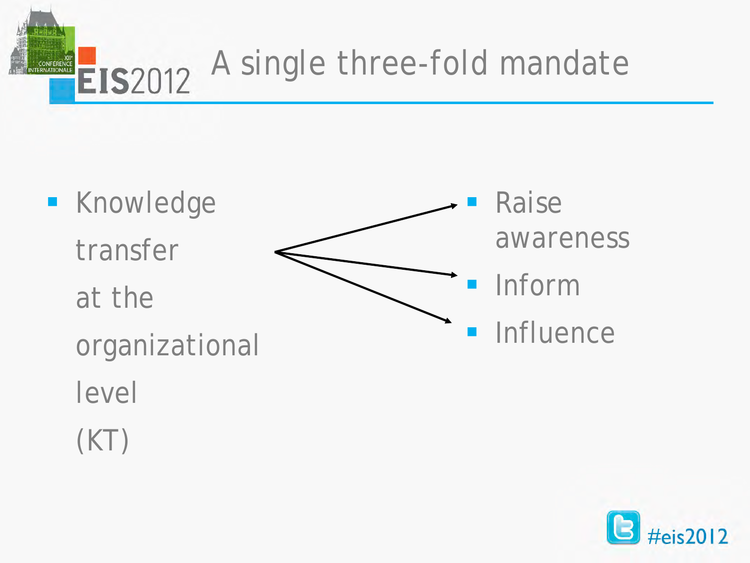# A single three-fold mandate

- Knowledge transfer at the organizational level (KT)

→

- Raise awareness
- Inform
- Influence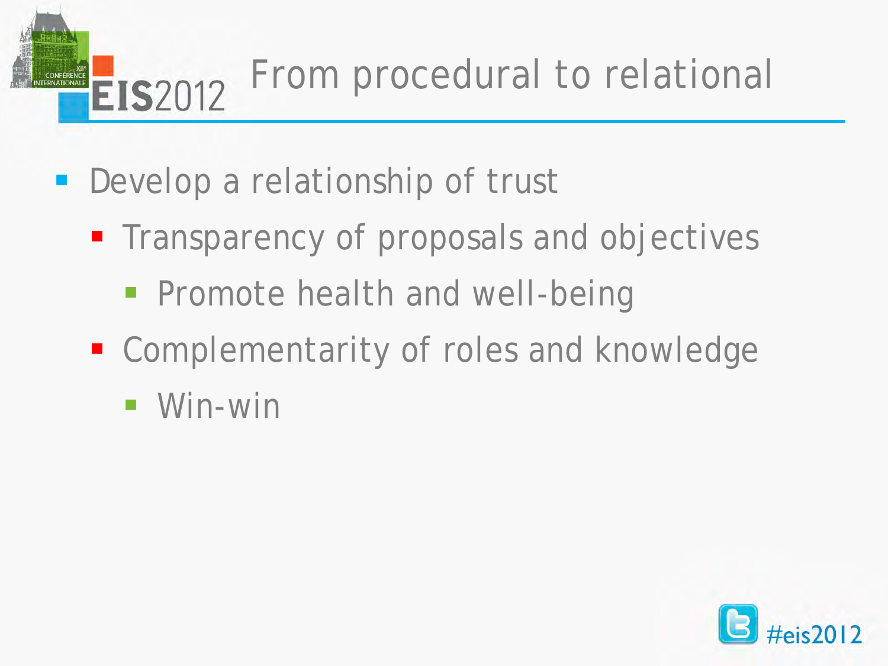# From procedural to relational

- Develop a relationship of trust
  - Transparency of proposals and objectives
    - Promote health and well-being
  - Complementarity of roles and knowledge
    - Win-win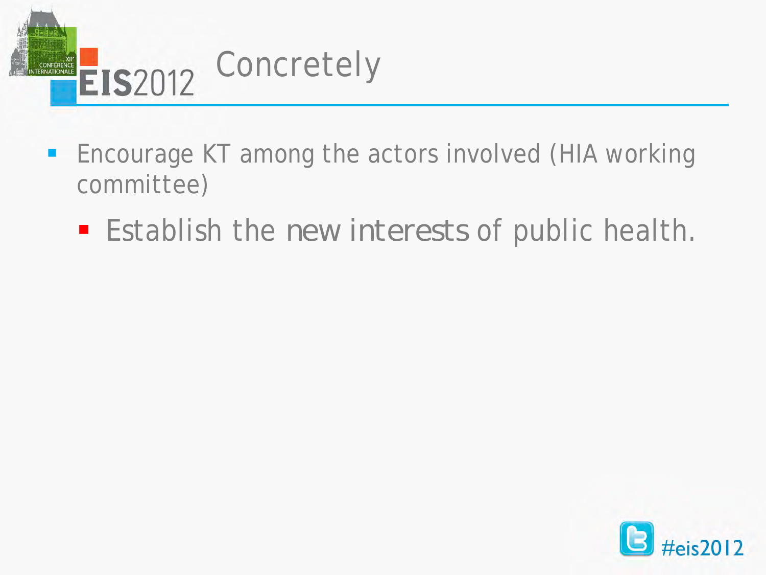# Concretely

- Encourage KT among the actors involved (HIA working committee)
  - Establish the new interests of public health.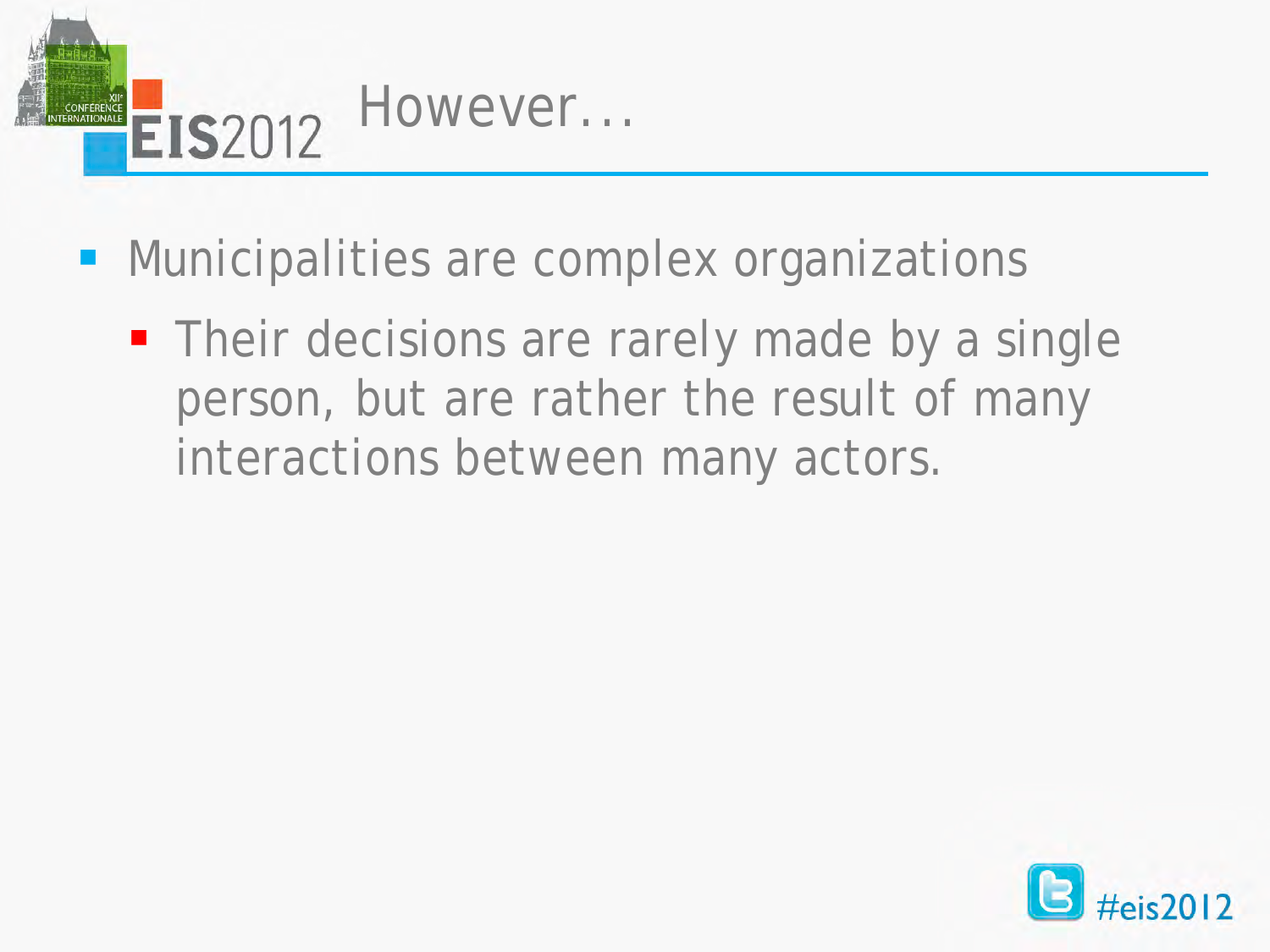# However…

- Municipalities are complex organizations
  - Their decisions are rarely made by a single person, but are rather the result of many interactions between many actors.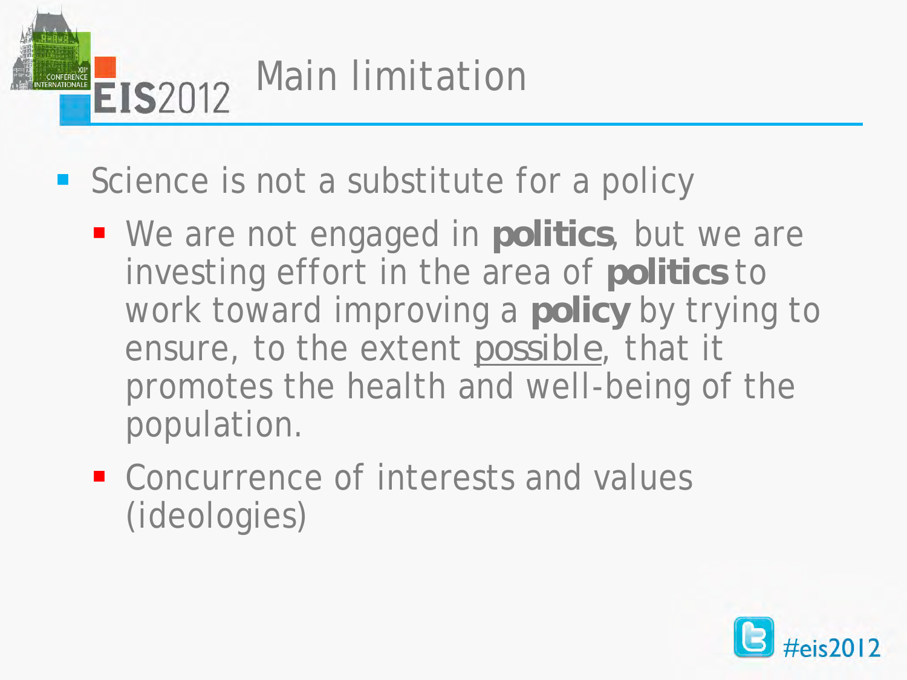# Main limitation

- Science is not a substitute for a policy
  - We are not engaged in **politics**, but we are investing effort in the area of **politics** to work toward improving a **policy** by trying to ensure, to the extent <u>possible</u>, that it promotes the health and well-being of the population.
  - Concurrence of interests and values (ideologies)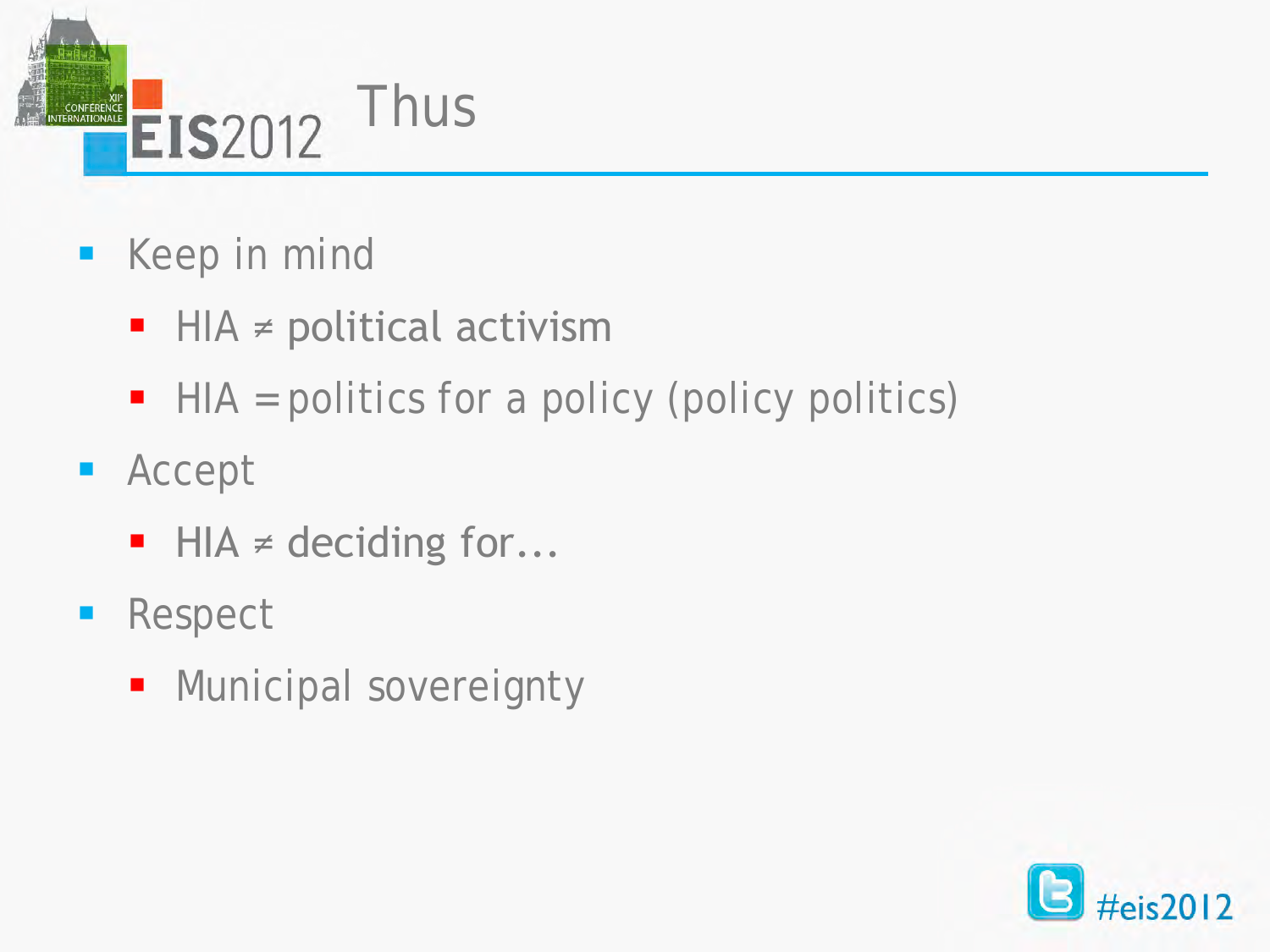# Thus

- Keep in mind
  - HIA ≠ political activism
  - HIA = politics for a policy (policy politics)
- Accept
  - HIA ≠ deciding for…
- Respect
  - Municipal sovereignty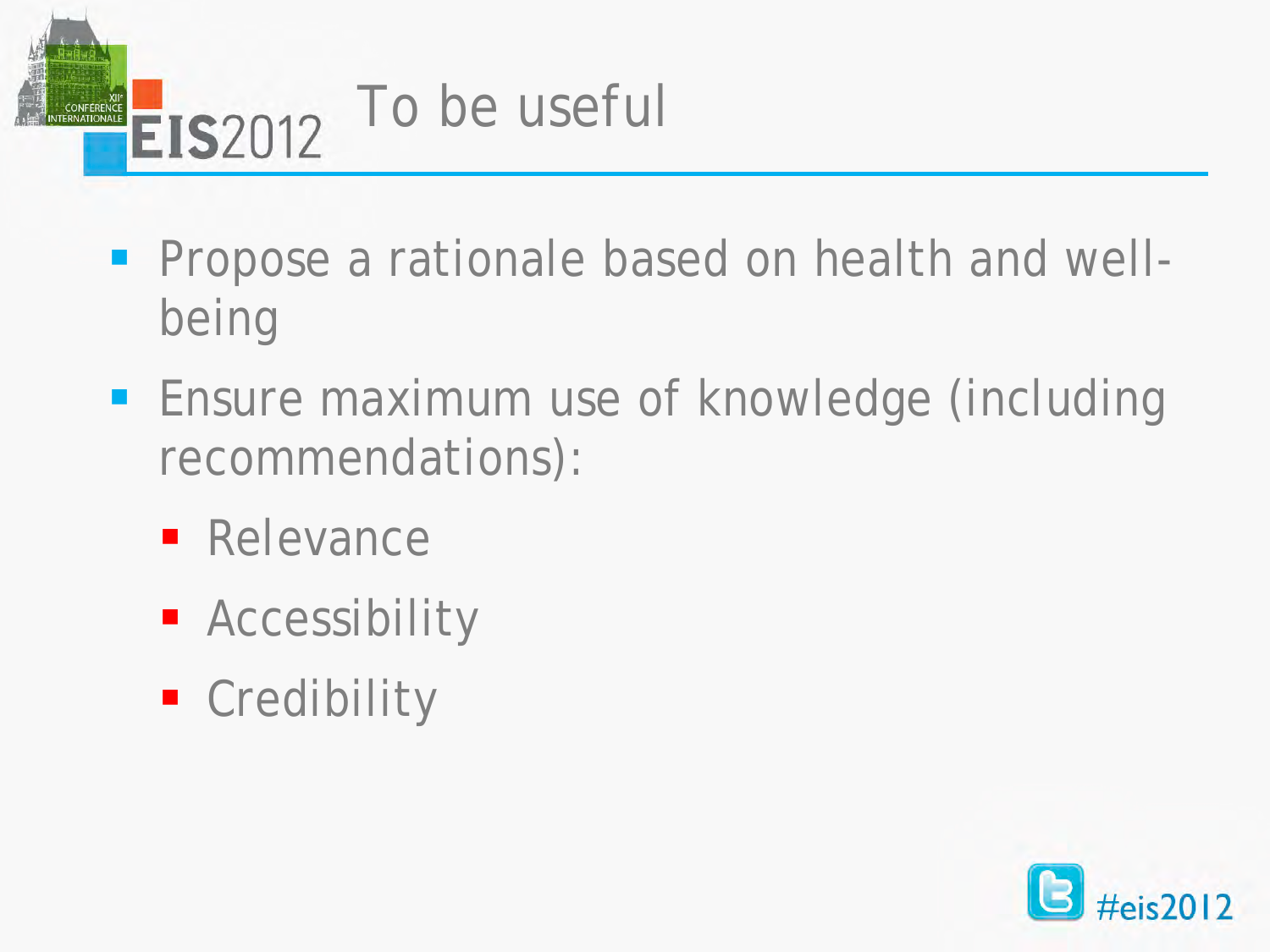# To be useful

- Propose a rationale based on health and well-being
- Ensure maximum use of knowledge (including recommendations):
  - Relevance
  - Accessibility
  - Credibility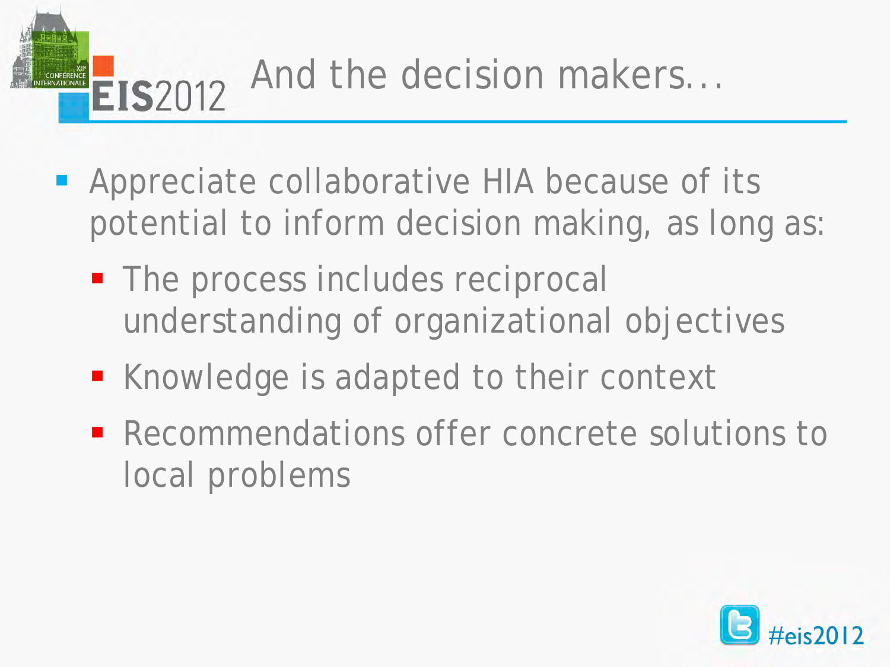# And the decision makers…

- Appreciate collaborative HIA because of its potential to inform decision making, as long as:
  - The process includes reciprocal understanding of organizational objectives
  - Knowledge is adapted to their context
  - Recommendations offer concrete solutions to local problems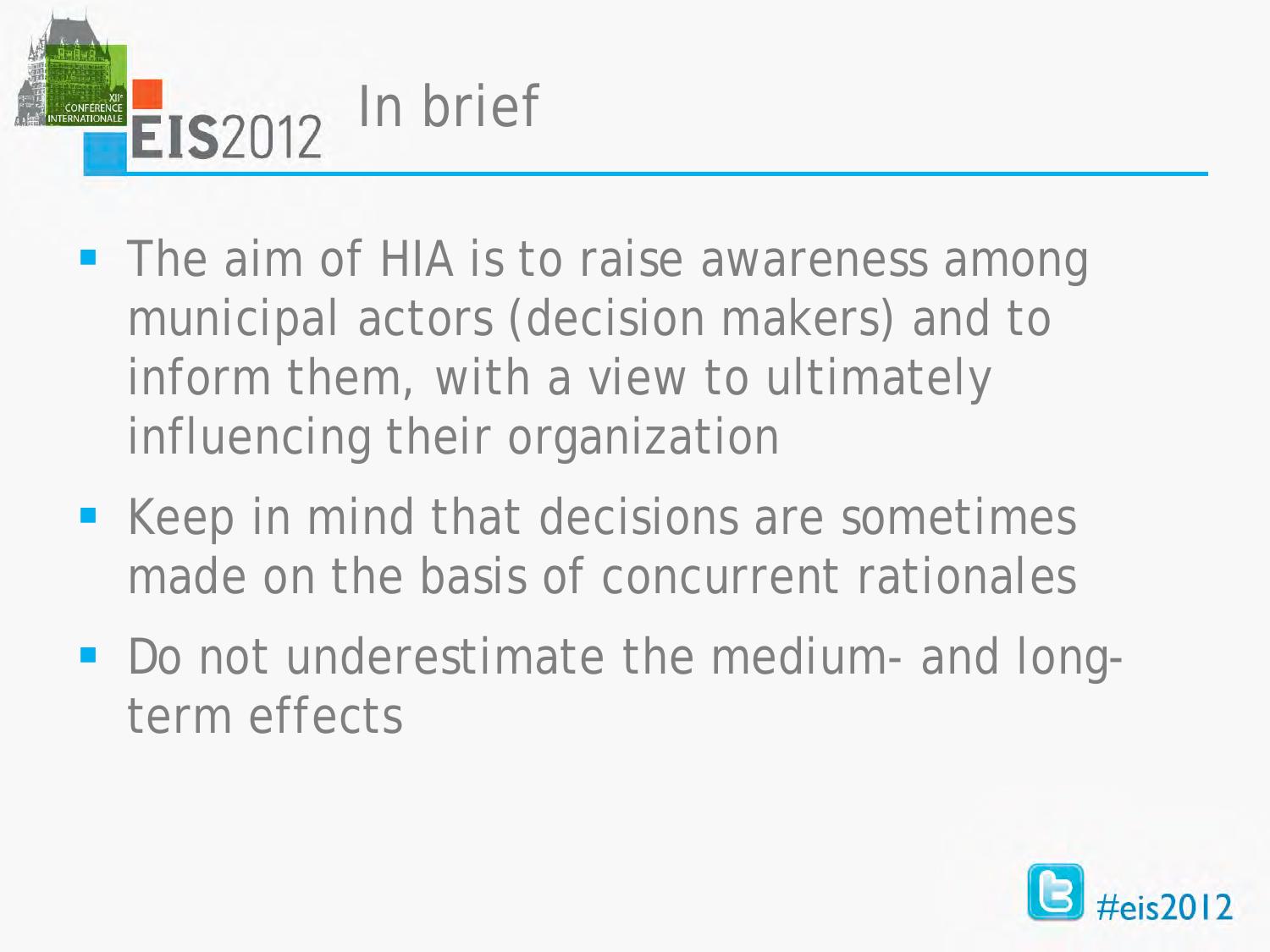# In brief

- The aim of HIA is to raise awareness among municipal actors (decision makers) and to inform them, with a view to ultimately influencing their organization
- Keep in mind that decisions are sometimes made on the basis of concurrent rationales
- Do not underestimate the medium- and long-term effects